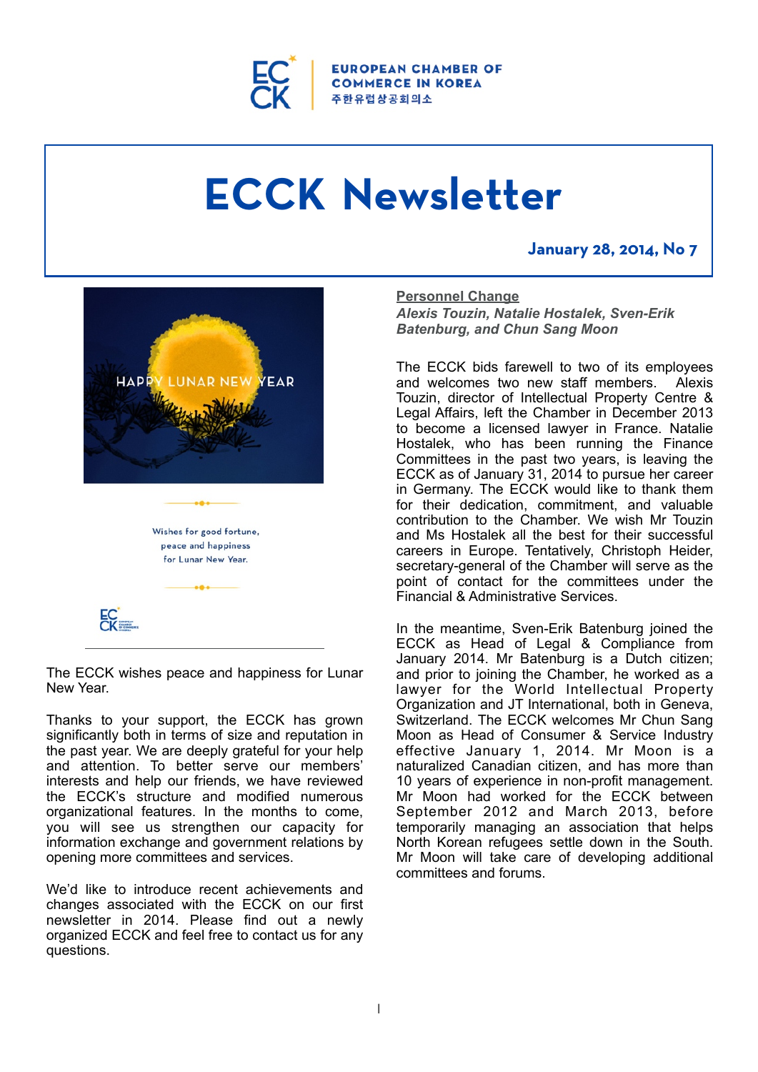EUROPEAN CHAMBER OF COMMERCE IN KOREA
주한유럽상공회의소

# ECCK Newsletter

**January 28, 2014, No 7**

HAPPY LUNAR NEW YEAR

Wishes for good fortune, peace and happiness for Lunar New Year.

The ECCK wishes peace and happiness for Lunar New Year.

Thanks to your support, the ECCK has grown significantly both in terms of size and reputation in the past year. We are deeply grateful for your help and attention. To better serve our members' interests and help our friends, we have reviewed the ECCK's structure and modified numerous organizational features. In the months to come, you will see us strengthen our capacity for information exchange and government relations by opening more committees and services.

We'd like to introduce recent achievements and changes associated with the ECCK on our first newsletter in 2014. Please find out a newly organized ECCK and feel free to contact us for any questions.

## Personnel Change

***Alexis Touzin, Natalie Hostalek, Sven-Erik Batenburg, and Chun Sang Moon***

The ECCK bids farewell to two of its employees and welcomes two new staff members. Alexis Touzin, director of Intellectual Property Centre & Legal Affairs, left the Chamber in December 2013 to become a licensed lawyer in France. Natalie Hostalek, who has been running the Finance Committees in the past two years, is leaving the ECCK as of January 31, 2014 to pursue her career in Germany. The ECCK would like to thank them for their dedication, commitment, and valuable contribution to the Chamber. We wish Mr Touzin and Ms Hostalek all the best for their successful careers in Europe. Tentatively, Christoph Heider, secretary-general of the Chamber will serve as the point of contact for the committees under the Financial & Administrative Services.

In the meantime, Sven-Erik Batenburg joined the ECCK as Head of Legal & Compliance from January 2014. Mr Batenburg is a Dutch citizen; and prior to joining the Chamber, he worked as a lawyer for the World Intellectual Property Organization and JT International, both in Geneva, Switzerland. The ECCK welcomes Mr Chun Sang Moon as Head of Consumer & Service Industry effective January 1, 2014. Mr Moon is a naturalized Canadian citizen, and has more than 10 years of experience in non-profit management. Mr Moon had worked for the ECCK between September 2012 and March 2013, before temporarily managing an association that helps North Korean refugees settle down in the South. Mr Moon will take care of developing additional committees and forums.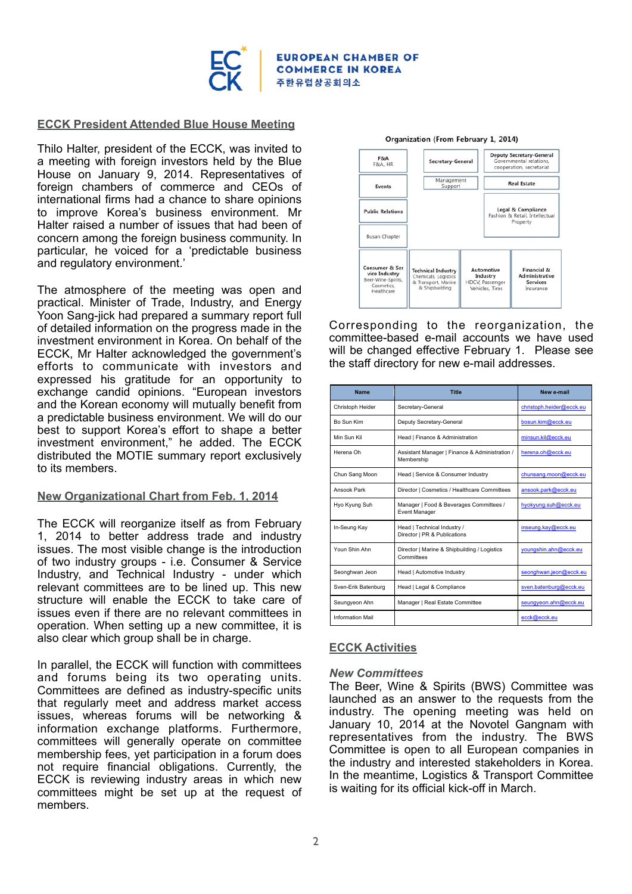# EUROPEAN CHAMBER OF COMMERCE IN KOREA
주한유럽상공회의소

## ECCK President Attended Blue House Meeting

Thilo Halter, president of the ECCK, was invited to a meeting with foreign investors held by the Blue House on January 9, 2014. Representatives of foreign chambers of commerce and CEOs of international firms had a chance to share opinions to improve Korea's business environment. Mr Halter raised a number of issues that had been of concern among the foreign business community. In particular, he voiced for a 'predictable business and regulatory environment.'

The atmosphere of the meeting was open and practical. Minister of Trade, Industry, and Energy Yoon Sang-jick had prepared a summary report full of detailed information on the progress made in the investment environment in Korea. On behalf of the ECCK, Mr Halter acknowledged the government's efforts to communicate with investors and expressed his gratitude for an opportunity to exchange candid opinions. "European investors and the Korean economy will mutually benefit from a predictable business environment. We will do our best to support Korea's effort to shape a better investment environment," he added. The ECCK distributed the MOTIE summary report exclusively to its members.

## New Organizational Chart from Feb. 1, 2014

The ECCK will reorganize itself as from February 1, 2014 to better address trade and industry issues. The most visible change is the introduction of two industry groups - i.e. Consumer & Service Industry, and Technical Industry - under which relevant committees are to be lined up. This new structure will enable the ECCK to take care of issues even if there are no relevant committees in operation. When setting up a new committee, it is also clear which group shall be in charge.

In parallel, the ECCK will function with committees and forums being its two operating units. Committees are defined as industry-specific units that regularly meet and address market access issues, whereas forums will be networking & information exchange platforms. Furthermore, committees will generally operate on committee membership fees, yet participation in a forum does not require financial obligations. Currently, the ECCK is reviewing industry areas in which new committees might be set up at the request of members.

**Organization (From February 1, 2014)**

- F&A (F&A, HR)
- Secretary-General
- Deputy Secretary-General (Governmental relations, cooperation, secretariat)
- Events
- Management Support
- Real Estate
- Public Relations
- Legal & Compliance (Fashion & Retail, Intellectual Property)
- Busan Chapter
- Consumer & Service Industry (Beer-Wine-Spirits, Cosmetics, Healthcare)
- Technical Industry (Chemicals, Logistics & Transport, Marine & Shipbuilding)
- Automotive Industry (HDCV, Passenger Vehicles, Tires)
- Financial & Administrative Services (Insurance)

Corresponding to the reorganization, the committee-based e-mail accounts we have used will be changed effective February 1. Please see the staff directory for new e-mail addresses.

| Name | Title | New e-mail |
|---|---|---|
| Christoph Heider | Secretary-General | christoph.heider@ecck.eu |
| Bo Sun Kim | Deputy Secretary-General | bosun.kim@ecck.eu |
| Min Sun Kil | Head \| Finance & Administration | minsun.kil@ecck.eu |
| Herena Oh | Assistant Manager \| Finance & Administration / Membership | herena.oh@ecck.eu |
| Chun Sang Moon | Head \| Service & Consumer Industry | chunsang.moon@ecck.eu |
| Ansook Park | Director \| Cosmetics / Healthcare Committees | ansook.park@ecck.eu |
| Hyo Kyung Suh | Manager \| Food & Beverages Committees / Event Manager | hyokyung.suh@ecck.eu |
| In-Seung Kay | Head \| Technical Industry / Director \| PR & Publications | inseung.kay@ecck.eu |
| Youn Shin Ahn | Director \| Marine & Shipbuilding / Logistics Committees | youngshin.ahn@ecck.eu |
| Seonghwan Jeon | Head \| Automotive Industry | seonghwan.jeon@ecck.eu |
| Sven-Erik Batenburg | Head \| Legal & Compliance | sven.batenburg@ecck.eu |
| Seungyeon Ahn | Manager \| Real Estate Committee | seungyeon.ahn@ecck.eu |
| Information Mail | | ecck@ecck.eu |

## ECCK Activities

### *New Committees*

The Beer, Wine & Spirits (BWS) Committee was launched as an answer to the requests from the industry. The opening meeting was held on January 10, 2014 at the Novotel Gangnam with representatives from the industry. The BWS Committee is open to all European companies in the industry and interested stakeholders in Korea. In the meantime, Logistics & Transport Committee is waiting for its official kick-off in March.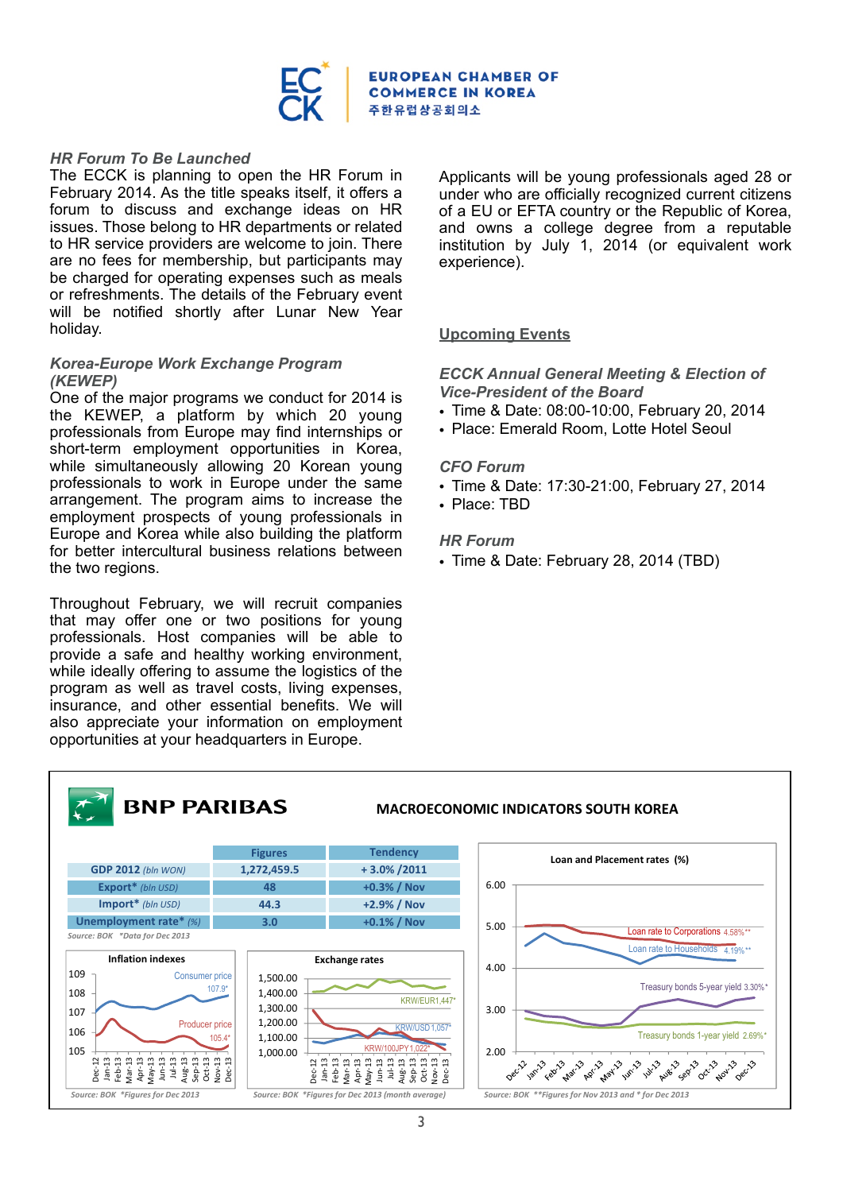EUROPEAN CHAMBER OF COMMERCE IN KOREA
주한유럽상공회의소

### *HR Forum To Be Launched*

The ECCK is planning to open the HR Forum in February 2014. As the title speaks itself, it offers a forum to discuss and exchange ideas on HR issues. Those belong to HR departments or related to HR service providers are welcome to join. There are no fees for membership, but participants may be charged for operating expenses such as meals or refreshments. The details of the February event will be notified shortly after Lunar New Year holiday.

### *Korea-Europe Work Exchange Program (KEWEP)*

One of the major programs we conduct for 2014 is the KEWEP, a platform by which 20 young professionals from Europe may find internships or short-term employment opportunities in Korea, while simultaneously allowing 20 Korean young professionals to work in Europe under the same arrangement. The program aims to increase the employment prospects of young professionals in Europe and Korea while also building the platform for better intercultural business relations between the two regions.

Throughout February, we will recruit companies that may offer one or two positions for young professionals. Host companies will be able to provide a safe and healthy working environment, while ideally offering to assume the logistics of the program as well as travel costs, living expenses, insurance, and other essential benefits. We will also appreciate your information on employment opportunities at your headquarters in Europe.

Applicants will be young professionals aged 28 or under who are officially recognized current citizens of a EU or EFTA country or the Republic of Korea, and owns a college degree from a reputable institution by July 1, 2014 (or equivalent work experience).

## Upcoming Events

### *ECCK Annual General Meeting & Election of Vice-President of the Board*

- Time & Date: 08:00-10:00, February 20, 2014
- Place: Emerald Room, Lotte Hotel Seoul

### *CFO Forum*

- Time & Date: 17:30-21:00, February 27, 2014
- Place: TBD

### *HR Forum*

- Time & Date: February 28, 2014 (TBD)

---

**BNP PARIBAS**

**MACROECONOMIC INDICATORS SOUTH KOREA**

| | Figures | Tendency |
|---|---|---|
| GDP 2012 *(bln WON)* | 1,272,459.5 | + 3.0% /2011 |
| Export* *(bln USD)* | 48 | +0.3% / Nov |
| Import* *(bln USD)* | 44.3 | +2.9% / Nov |
| Unemployment rate* *(%)* | 3.0 | +0.1% / Nov |

Source: BOK *Data for Dec 2013

**Inflation indexes**

109
108
107
106
105

Consumer price 107.9*

Producer price 105.4*

Dec-12 Jan-13 Feb-13 Mar-13 Apr-13 May-13 Jun-13 Jul-13 Aug-13 Sep-13 Oct-13 Nov-13 Dec-13

Source: BOK *Figures for Dec 2013

**Exchange rates**

1,500.00
1,400.00
1,300.00
1,200.00
1,100.00
1,000.00

KRW/EUR1,447*

KRW/USD 1,057*

KRW/100JPY 1,022*

Dec-12 Jan-13 Feb-13 Mar-13 Apr-13 May-13 Jun-13 Jul-13 Aug-13 Sep-13 Oct-13 Nov-13 Dec-13

Source: BOK *Figures for Dec 2013 (month average)

**Loan and Placement rates (%)**

6.00
5.00
4.00
3.00
2.00

Loan rate to Corporations 4.58%**

Loan rate to Households 4.19%**

Treasury bonds 5-year yield 3.30%*

Treasury bonds 1-year yield 2.69%*

Dec-12 Jan-13 Feb-13 Mar-13 Apr-13 May-13 Jun-13 Jul-13 Aug-13 Sep-13 Oct-13 Nov-13 Dec-13

Source: BOK **Figures for Nov 2013 and * for Dec 2013